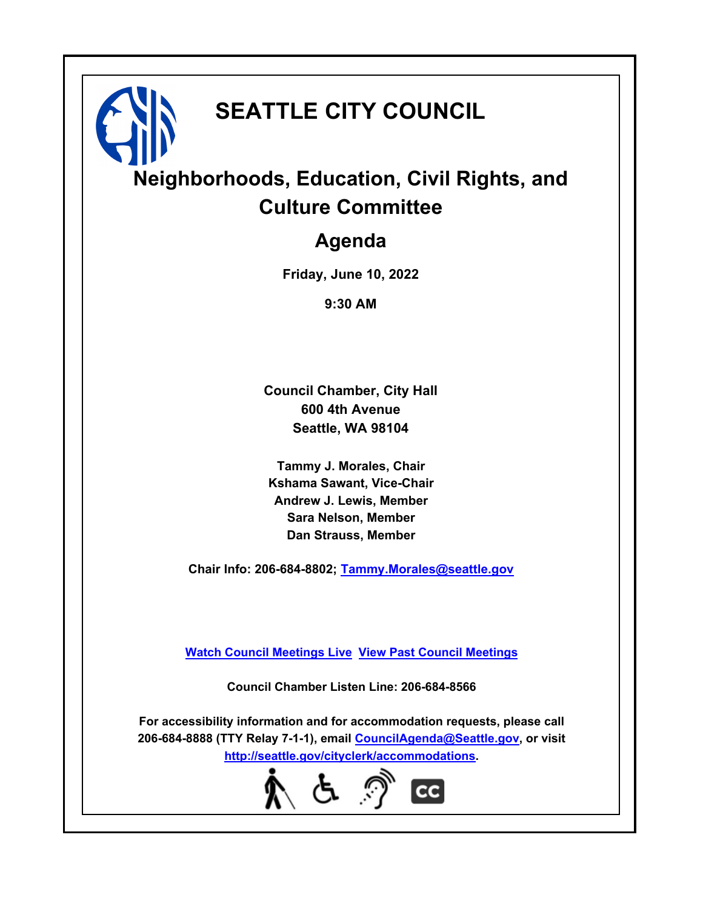# SEATTLE CITY COUNCIL

## Neighborhoods, Education, Civil Rights, and Culture Committee

## Agenda

**Friday, June 10, 2022**

**9:30 AM**

**Council Chamber, City Hall**
**600 4th Avenue**
**Seattle, WA 98104**

**Tammy J. Morales, Chair**
**Kshama Sawant, Vice-Chair**
**Andrew J. Lewis, Member**
**Sara Nelson, Member**
**Dan Strauss, Member**

**Chair Info: 206-684-8802; Tammy.Morales@seattle.gov**

**Watch Council Meetings Live  View Past Council Meetings**

**Council Chamber Listen Line: 206-684-8566**

**For accessibility information and for accommodation requests, please call 206-684-8888 (TTY Relay 7-1-1), email CouncilAgenda@Seattle.gov, or visit http://seattle.gov/cityclerk/accommodations.**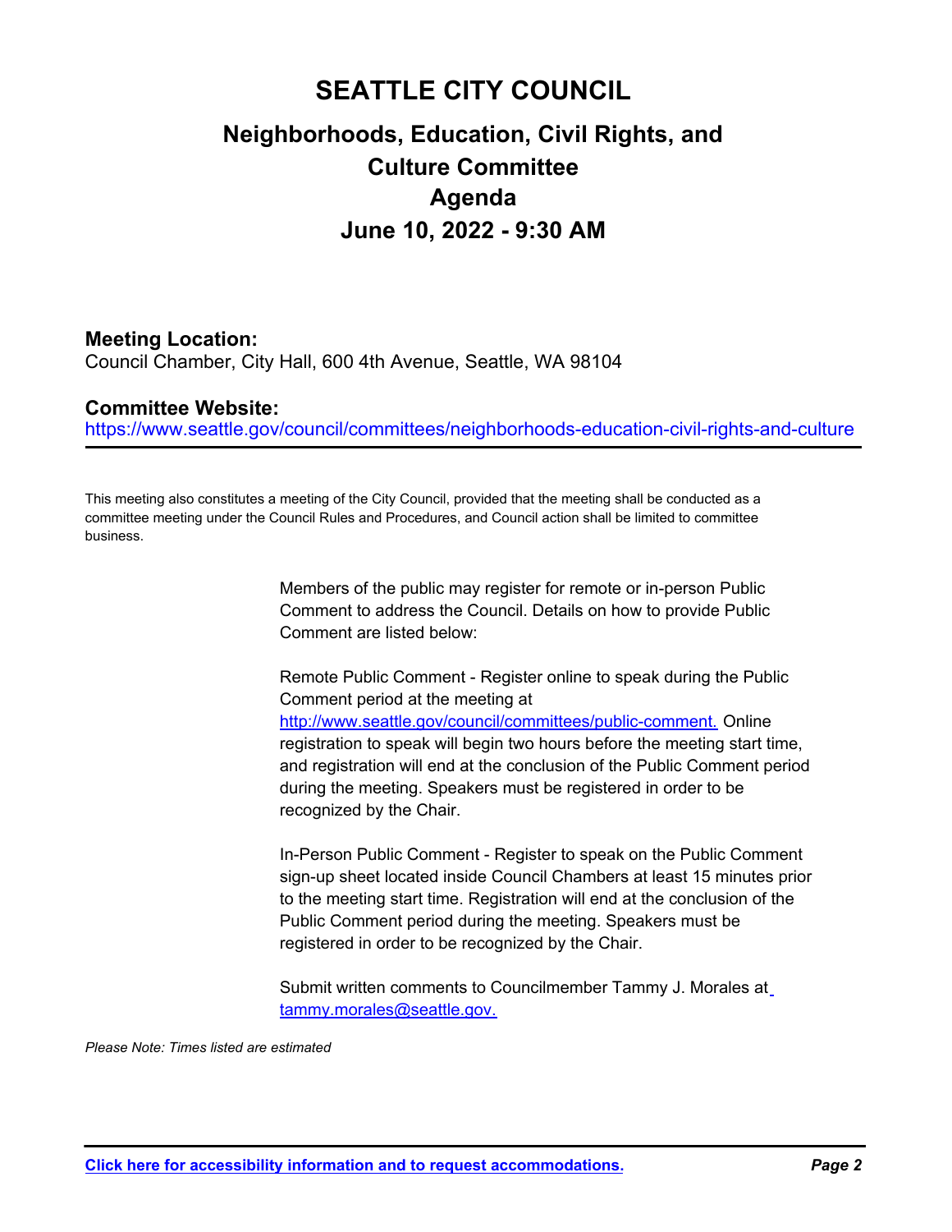# SEATTLE CITY COUNCIL

## Neighborhoods, Education, Civil Rights, and Culture Committee

## Agenda

## June 10, 2022 - 9:30 AM

### Meeting Location:

Council Chamber, City Hall, 600 4th Avenue, Seattle, WA 98104

### Committee Website:

https://www.seattle.gov/council/committees/neighborhoods-education-civil-rights-and-culture

---

This meeting also constitutes a meeting of the City Council, provided that the meeting shall be conducted as a committee meeting under the Council Rules and Procedures, and Council action shall be limited to committee business.

Members of the public may register for remote or in-person Public Comment to address the Council. Details on how to provide Public Comment are listed below:

Remote Public Comment - Register online to speak during the Public Comment period at the meeting at http://www.seattle.gov/council/committees/public-comment. Online registration to speak will begin two hours before the meeting start time, and registration will end at the conclusion of the Public Comment period during the meeting. Speakers must be registered in order to be recognized by the Chair.

In-Person Public Comment - Register to speak on the Public Comment sign-up sheet located inside Council Chambers at least 15 minutes prior to the meeting start time. Registration will end at the conclusion of the Public Comment period during the meeting. Speakers must be registered in order to be recognized by the Chair.

Submit written comments to Councilmember Tammy J. Morales at tammy.morales@seattle.gov.

*Please Note: Times listed are estimated*

**Click here for accessibility information and to request accommodations.**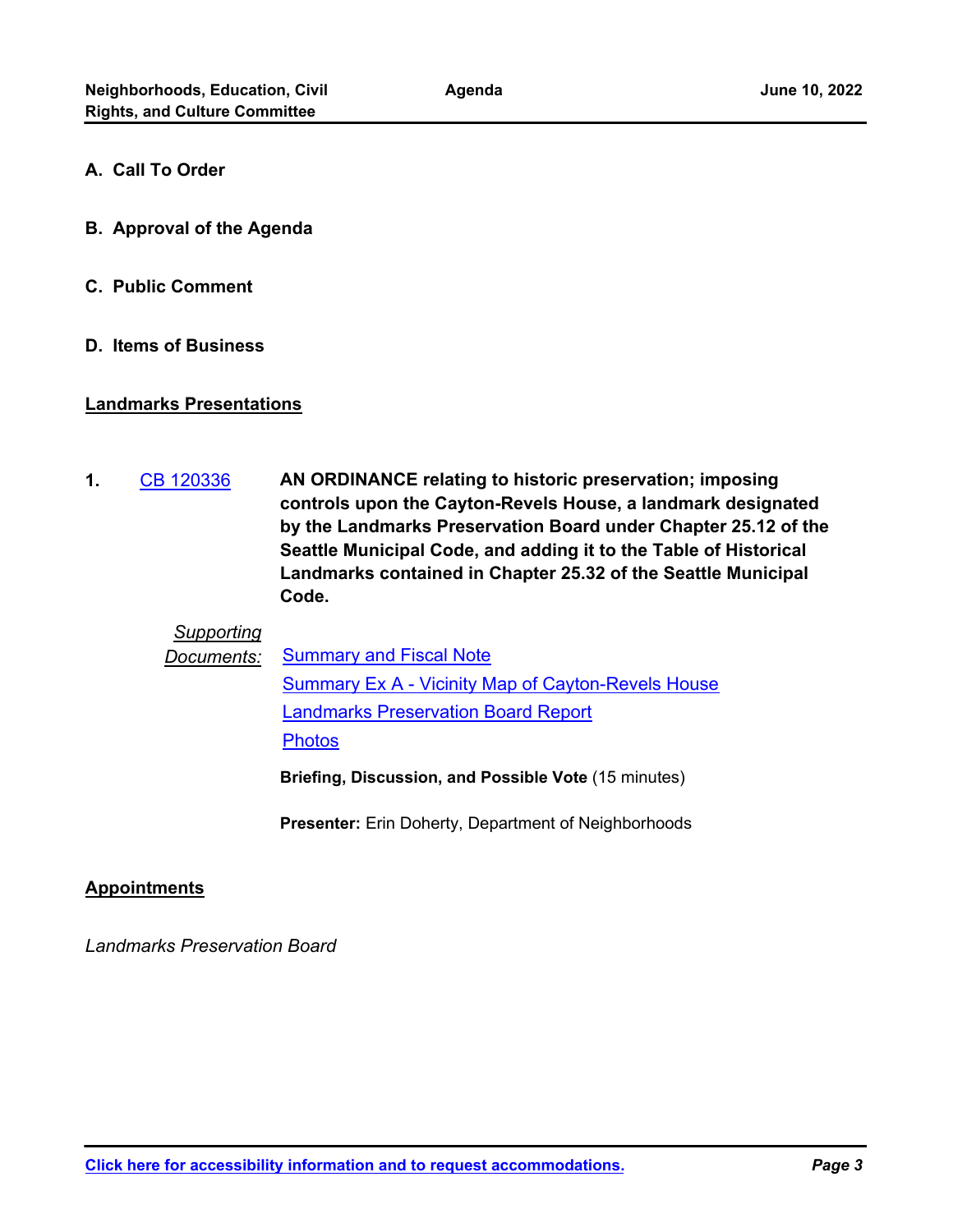**A. Call To Order**

**B. Approval of the Agenda**

**C. Public Comment**

**D. Items of Business**

**Landmarks Presentations**

**1.** CB 120336 **AN ORDINANCE relating to historic preservation; imposing controls upon the Cayton-Revels House, a landmark designated by the Landmarks Preservation Board under Chapter 25.12 of the Seattle Municipal Code, and adding it to the Table of Historical Landmarks contained in Chapter 25.32 of the Seattle Municipal Code.**

*Supporting Documents:*
- Summary and Fiscal Note
- Summary Ex A - Vicinity Map of Cayton-Revels House
- Landmarks Preservation Board Report
- Photos

**Briefing, Discussion, and Possible Vote** (15 minutes)

**Presenter:** Erin Doherty, Department of Neighborhoods

**Appointments**

*Landmarks Preservation Board*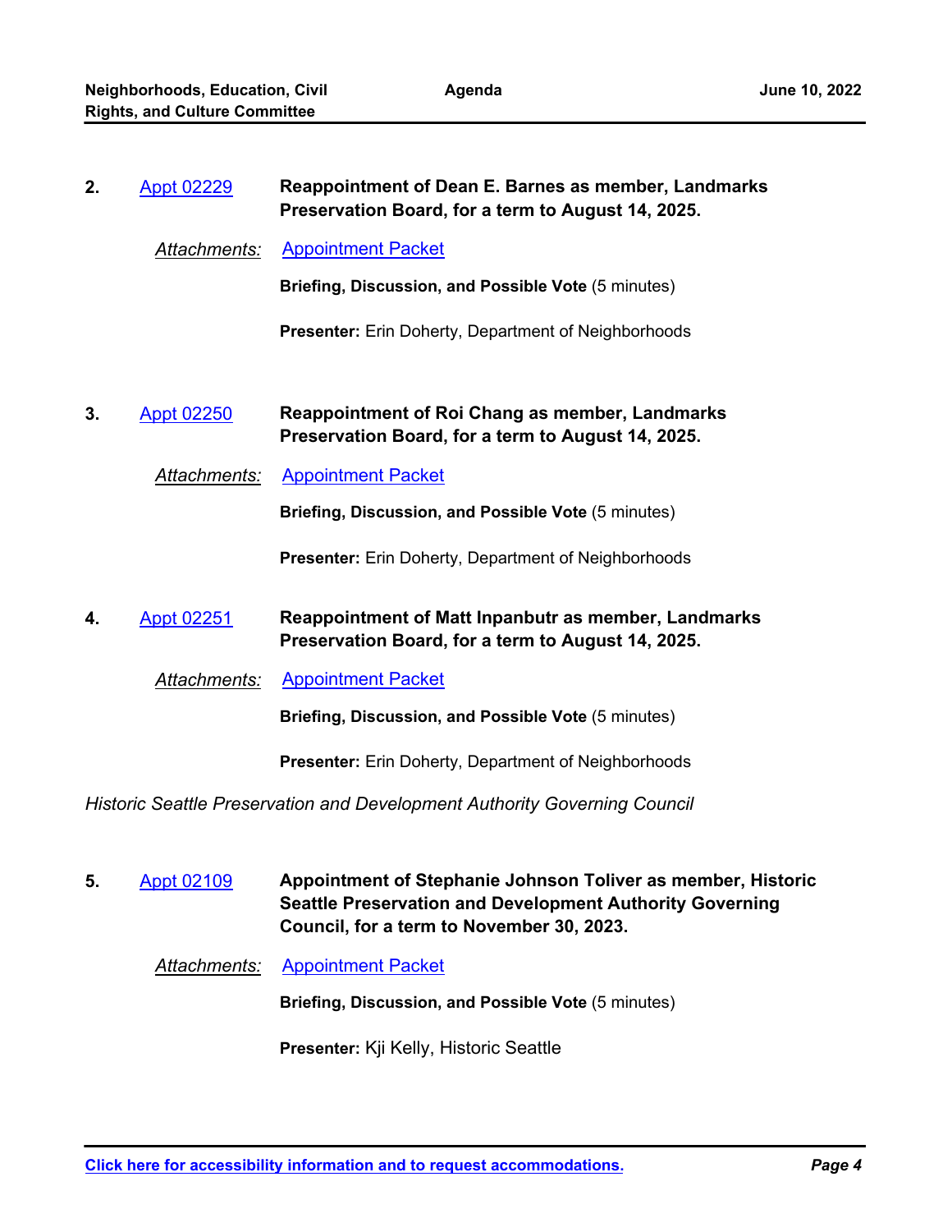**2.** Appt 02229 **Reappointment of Dean E. Barnes as member, Landmarks Preservation Board, for a term to August 14, 2025.**

*Attachments:* Appointment Packet

**Briefing, Discussion, and Possible Vote** (5 minutes)

**Presenter:** Erin Doherty, Department of Neighborhoods

**3.** Appt 02250 **Reappointment of Roi Chang as member, Landmarks Preservation Board, for a term to August 14, 2025.**

*Attachments:* Appointment Packet

**Briefing, Discussion, and Possible Vote** (5 minutes)

**Presenter:** Erin Doherty, Department of Neighborhoods

**4.** Appt 02251 **Reappointment of Matt Inpanbutr as member, Landmarks Preservation Board, for a term to August 14, 2025.**

*Attachments:* Appointment Packet

**Briefing, Discussion, and Possible Vote** (5 minutes)

**Presenter:** Erin Doherty, Department of Neighborhoods

*Historic Seattle Preservation and Development Authority Governing Council*

**5.** Appt 02109 **Appointment of Stephanie Johnson Toliver as member, Historic Seattle Preservation and Development Authority Governing Council, for a term to November 30, 2023.**

*Attachments:* Appointment Packet

**Briefing, Discussion, and Possible Vote** (5 minutes)

**Presenter:** Kji Kelly, Historic Seattle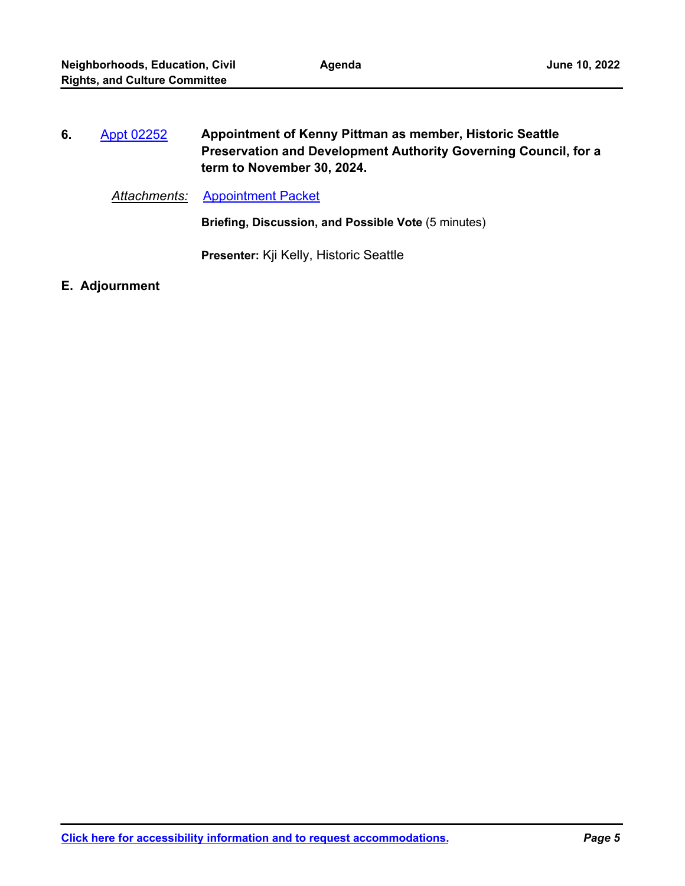**6.** Appt 02252 **Appointment of Kenny Pittman as member, Historic Seattle Preservation and Development Authority Governing Council, for a term to November 30, 2024.**

*Attachments:* Appointment Packet

**Briefing, Discussion, and Possible Vote** (5 minutes)

**Presenter:** Kji Kelly, Historic Seattle

## E. Adjournment

**Click here for accessibility information and to request accommodations.**